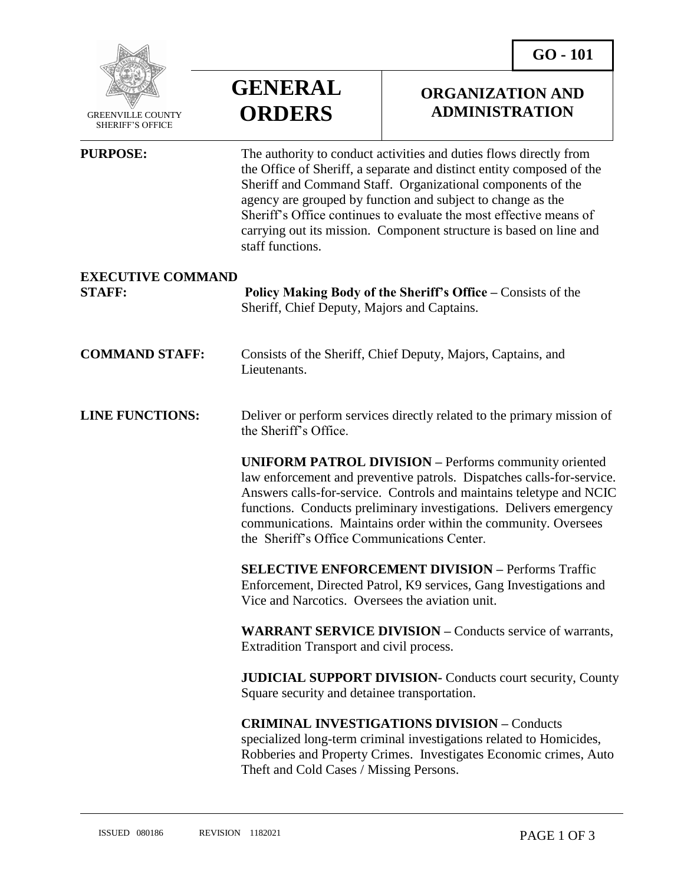GO - 101

GREENVILLE COUNTY SHERIFF'S OFFICE

# GENERAL ORDERS

## ORGANIZATION AND ADMINISTRATION

**PURPOSE:** The authority to conduct activities and duties flows directly from the Office of Sheriff, a separate and distinct entity composed of the Sheriff and Command Staff. Organizational components of the agency are grouped by function and subject to change as the Sheriff's Office continues to evaluate the most effective means of carrying out its mission. Component structure is based on line and staff functions.

**EXECUTIVE COMMAND STAFF:** **Policy Making Body of the Sheriff's Office –** Consists of the Sheriff, Chief Deputy, Majors and Captains.

**COMMAND STAFF:** Consists of the Sheriff, Chief Deputy, Majors, Captains, and Lieutenants.

**LINE FUNCTIONS:** Deliver or perform services directly related to the primary mission of the Sheriff's Office.

**UNIFORM PATROL DIVISION –** Performs community oriented law enforcement and preventive patrols. Dispatches calls-for-service. Answers calls-for-service. Controls and maintains teletype and NCIC functions. Conducts preliminary investigations. Delivers emergency communications. Maintains order within the community. Oversees the Sheriff's Office Communications Center.

**SELECTIVE ENFORCEMENT DIVISION –** Performs Traffic Enforcement, Directed Patrol, K9 services, Gang Investigations and Vice and Narcotics. Oversees the aviation unit.

**WARRANT SERVICE DIVISION –** Conducts service of warrants, Extradition Transport and civil process.

**JUDICIAL SUPPORT DIVISION-** Conducts court security, County Square security and detainee transportation.

**CRIMINAL INVESTIGATIONS DIVISION –** Conducts specialized long-term criminal investigations related to Homicides, Robberies and Property Crimes. Investigates Economic crimes, Auto Theft and Cold Cases / Missing Persons.

ISSUED 080186 REVISION 1182021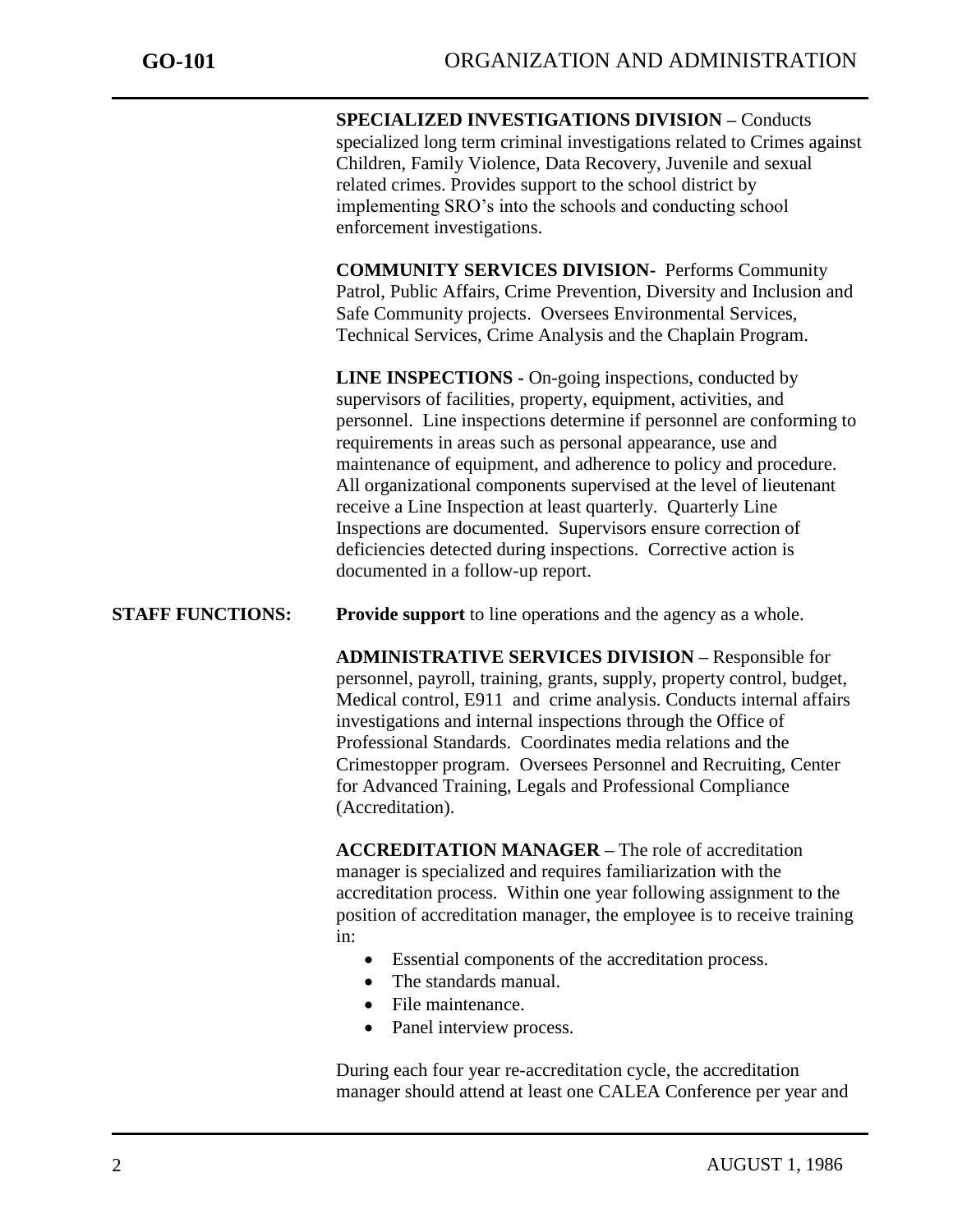**SPECIALIZED INVESTIGATIONS DIVISION –** Conducts specialized long term criminal investigations related to Crimes against Children, Family Violence, Data Recovery, Juvenile and sexual related crimes. Provides support to the school district by implementing SRO's into the schools and conducting school enforcement investigations.

**COMMUNITY SERVICES DIVISION-** Performs Community Patrol, Public Affairs, Crime Prevention, Diversity and Inclusion and Safe Community projects. Oversees Environmental Services, Technical Services, Crime Analysis and the Chaplain Program.

**LINE INSPECTIONS -** On-going inspections, conducted by supervisors of facilities, property, equipment, activities, and personnel. Line inspections determine if personnel are conforming to requirements in areas such as personal appearance, use and maintenance of equipment, and adherence to policy and procedure. All organizational components supervised at the level of lieutenant receive a Line Inspection at least quarterly. Quarterly Line Inspections are documented. Supervisors ensure correction of deficiencies detected during inspections. Corrective action is documented in a follow-up report.

**STAFF FUNCTIONS:** **Provide support** to line operations and the agency as a whole.

**ADMINISTRATIVE SERVICES DIVISION –** Responsible for personnel, payroll, training, grants, supply, property control, budget, Medical control, E911 and crime analysis. Conducts internal affairs investigations and internal inspections through the Office of Professional Standards. Coordinates media relations and the Crimestopper program. Oversees Personnel and Recruiting, Center for Advanced Training, Legals and Professional Compliance (Accreditation).

**ACCREDITATION MANAGER –** The role of accreditation manager is specialized and requires familiarization with the accreditation process. Within one year following assignment to the position of accreditation manager, the employee is to receive training in:

- Essential components of the accreditation process.
- The standards manual.
- File maintenance.
- Panel interview process.

During each four year re-accreditation cycle, the accreditation manager should attend at least one CALEA Conference per year and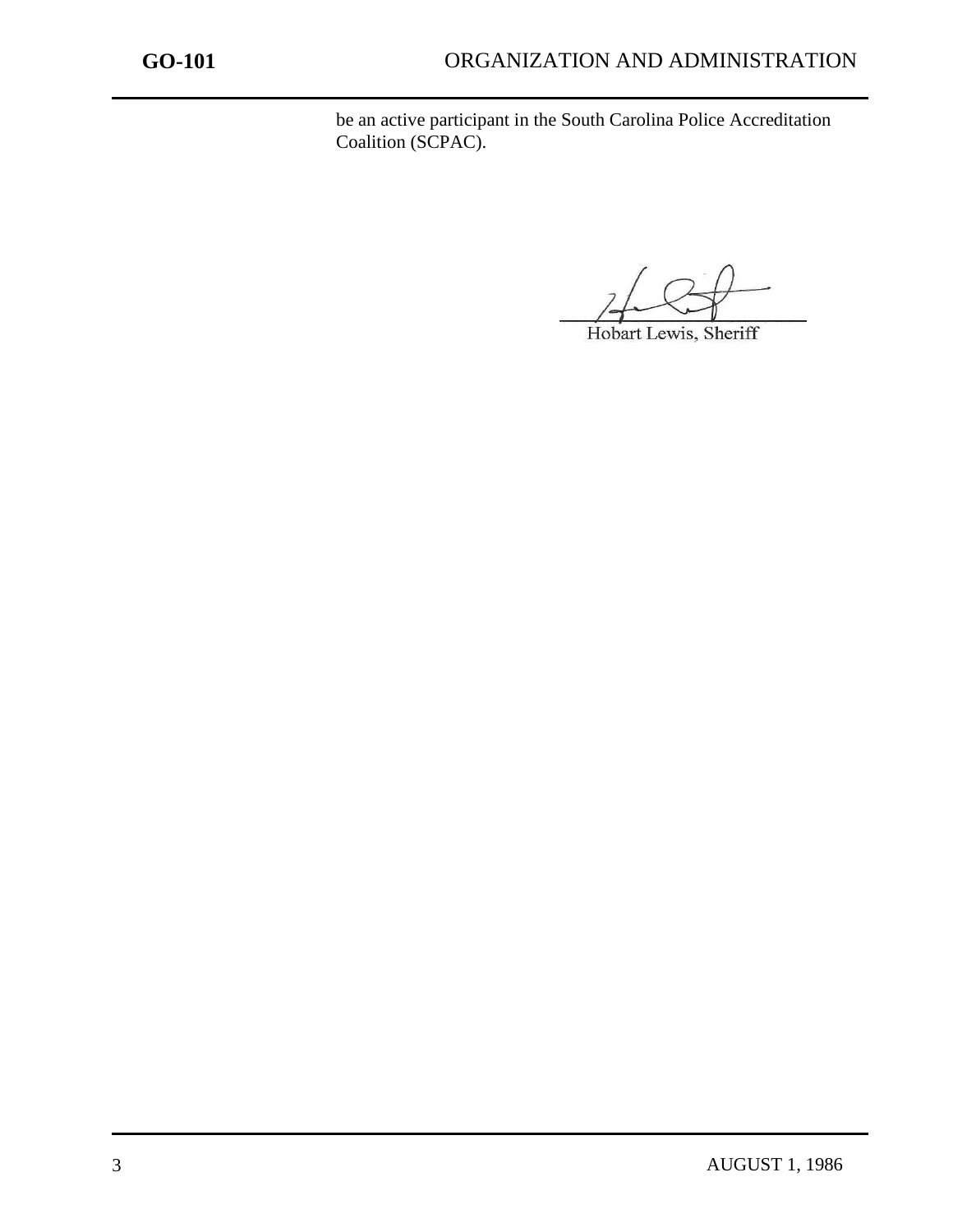be an active participant in the South Carolina Police Accreditation Coalition (SCPAC).

Hobart Lewis, Sheriff